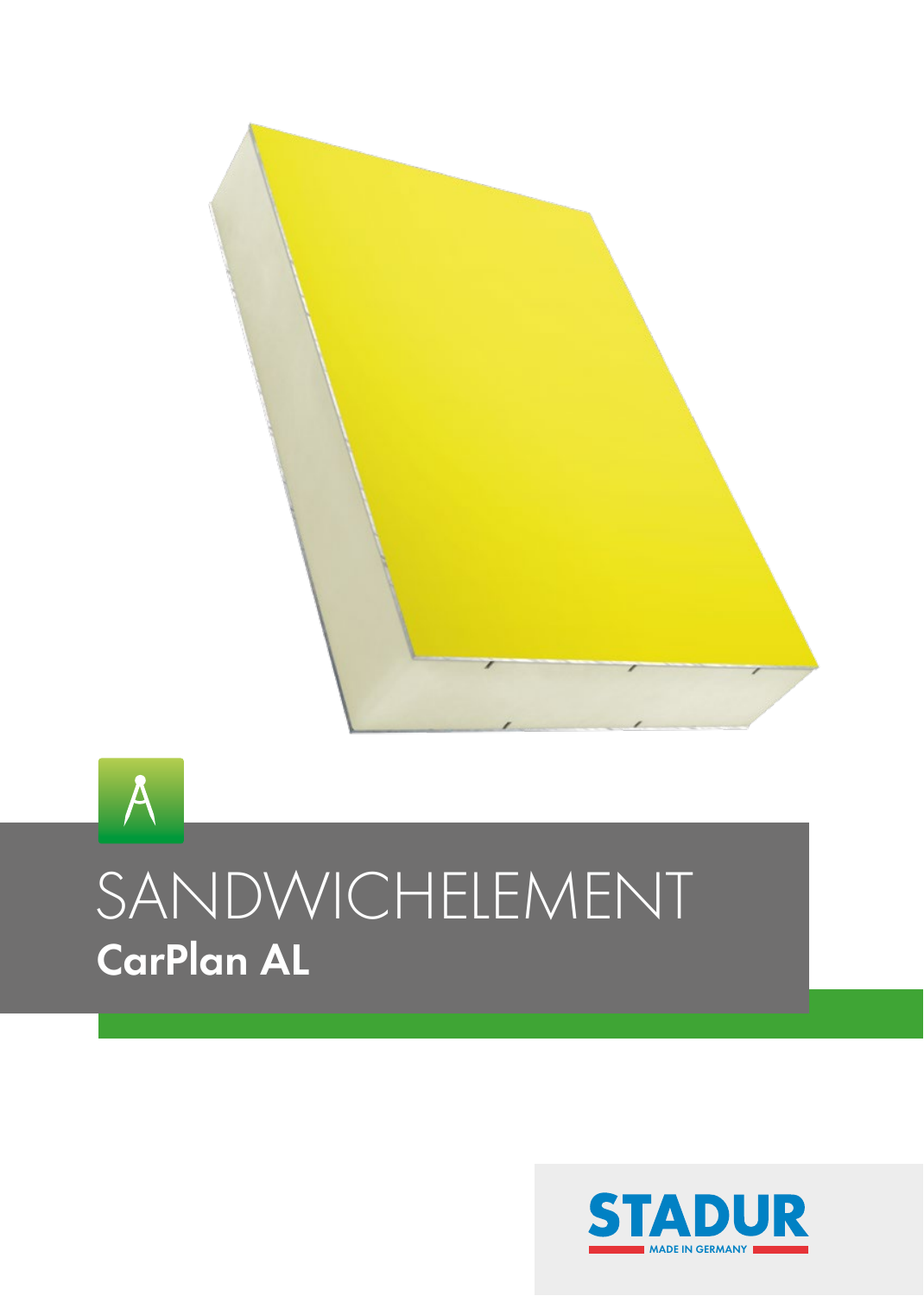# SANDWICHELEMENT

## CarPlan AL

STADUR

MADE IN GERMANY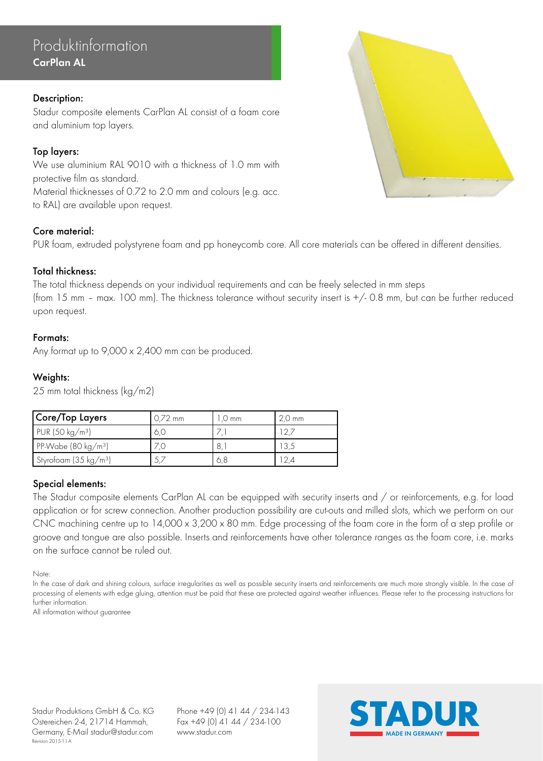# Produktinformation

## CarPlan AL

### Description:

Stadur composite elements CarPlan AL consist of a foam core and aluminium top layers.

### Top layers:

We use aluminium RAL 9010 with a thickness of 1.0 mm with protective film as standard.
Material thicknesses of 0.72 to 2.0 mm and colours (e.g. acc. to RAL) are available upon request.

### Core material:

PUR foam, extruded polystyrene foam and pp honeycomb core. All core materials can be offered in different densities.

### Total thickness:

The total thickness depends on your individual requirements and can be freely selected in mm steps (from 15 mm – max. 100 mm). The thickness tolerance without security insert is +/- 0.8 mm, but can be further reduced upon request.

### Formats:

Any format up to 9,000 x 2,400 mm can be produced.

### Weights:

25 mm total thickness (kg/m2)

| Core/Top Layers | 0,72 mm | 1,0 mm | 2,0 mm |
|---|---|---|---|
| PUR (50 kg/m³) | 6,0 | 7,1 | 12,7 |
| PP-Wabe (80 kg/m³) | 7,0 | 8,1 | 13,5 |
| Styrofoam (35 kg/m³) | 5,7 | 6,8 | 12,4 |

### Special elements:

The Stadur composite elements CarPlan AL can be equipped with security inserts and / or reinforcements, e.g. for load application or for screw connection. Another production possibility are cut-outs and milled slots, which we perform on our CNC machining centre up to 14,000 x 3,200 x 80 mm. Edge processing of the foam core in the form of a step profile or groove and tongue are also possible. Inserts and reinforcements have other tolerance ranges as the foam core, i.e. marks on the surface cannot be ruled out.

Note:

In the case of dark and shining colours, surface irregularities as well as possible security inserts and reinforcements are much more strongly visible. In the case of processing of elements with edge gluing, attention must be paid that these are protected against weather influences. Please refer to the processing instructions for further information.

All information without guarantee

Stadur Produktions GmbH & Co. KG
Ostereichen 2-4, 21714 Hammah,
Germany, E-Mail stadur@stadur.com
Revision 2015-11-A

Phone +49 (0) 41 44 / 234-143
Fax +49 (0) 41 44 / 234-100
www.stadur.com

STADUR
MADE IN GERMANY